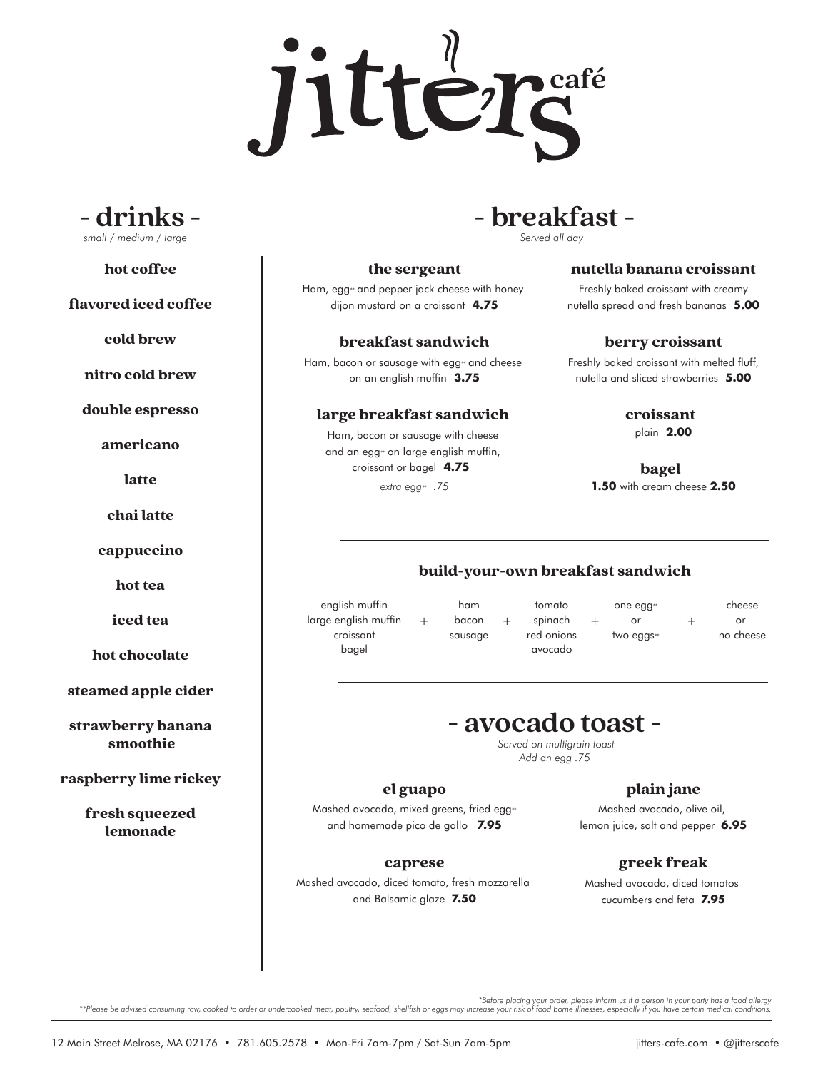# jitters café

## - drinks -

*small / medium / large*

**hot coffee**

**flavored iced coffee**

**cold brew**

**nitro cold brew**

**double espresso**

**americano**

**latte**

**chai latte**

**cappuccino**

**hot tea**

**iced tea**

**hot chocolate**

**steamed apple cider**

**strawberry banana smoothie**

**raspberry lime rickey**

**fresh squeezed lemonade**

## - breakfast -

*Served all day*

### the sergeant

Ham, egg** and pepper jack cheese with honey dijon mustard on a croissant **4.75**

### breakfast sandwich

Ham, bacon or sausage with egg** and cheese on an english muffin **3.75**

### large breakfast sandwich

Ham, bacon or sausage with cheese and an egg** on large english muffin, croissant or bagel **4.75**

*extra egg** .75*

### nutella banana croissant

Freshly baked croissant with creamy nutella spread and fresh bananas **5.00**

### berry croissant

Freshly baked croissant with melted fluff, nutella and sliced strawberries **5.00**

### croissant

plain **2.00**

### bagel

**1.50** with cream cheese **2.50**

### build-your-own breakfast sandwich

| | | | | | | | | |
|---|---|---|---|---|---|---|---|---|
| english muffin<br>large english muffin<br>croissant<br>bagel | + | ham<br>bacon<br>sausage | + | tomato<br>spinach<br>red onions<br>avocado | + | one egg**<br>or<br>two eggs** | + | cheese<br>or<br>no cheese |

## - avocado toast -

*Served on multigrain toast*
*Add an egg .75*

### el guapo

Mashed avocado, mixed greens, fried egg** and homemade pico de gallo **7.95**

### caprese

Mashed avocado, diced tomato, fresh mozzarella and Balsamic glaze **7.50**

### plain jane

Mashed avocado, olive oil, lemon juice, salt and pepper **6.95**

### greek freak

Mashed avocado, diced tomatos cucumbers and feta **7.95**

*\*Before placing your order, please inform us if a person in your party has a food allergy*
*\*\*Please be advised consuming raw, cooked to order or undercooked meat, poultry, seafood, shellfish or eggs may increase your risk of food borne illnesses, especially if you have certain medical conditions.*

12 Main Street Melrose, MA 02176 • 781.605.2578 • Mon-Fri 7am-7pm / Sat-Sun 7am-5pm

jitters-cafe.com • @jitterscafe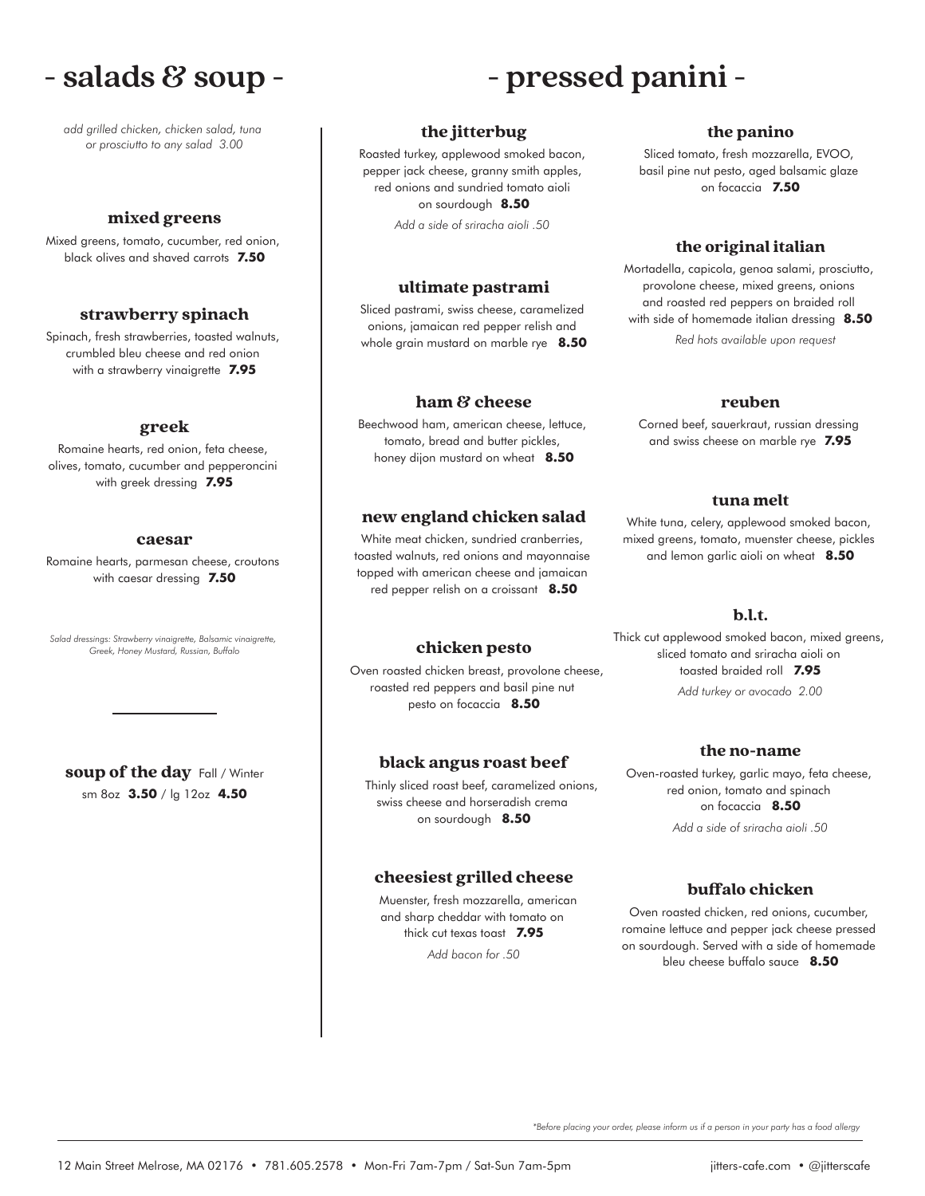# - salads & soup -

*add grilled chicken, chicken salad, tuna or prosciutto to any salad 3.00*

### mixed greens

Mixed greens, tomato, cucumber, red onion, black olives and shaved carrots **7.50**

### strawberry spinach

Spinach, fresh strawberries, toasted walnuts, crumbled bleu cheese and red onion with a strawberry vinaigrette **7.95**

### greek

Romaine hearts, red onion, feta cheese, olives, tomato, cucumber and pepperoncini with greek dressing **7.95**

### caesar

Romaine hearts, parmesan cheese, croutons with caesar dressing **7.50**

*Salad dressings: Strawberry vinaigrette, Balsamic vinaigrette, Greek, Honey Mustard, Russian, Buffalo*

---

**soup of the day** Fall / Winter
sm 8oz **3.50** / lg 12oz **4.50**

# - pressed panini -

### the jitterbug

Roasted turkey, applewood smoked bacon, pepper jack cheese, granny smith apples, red onions and sundried tomato aioli on sourdough **8.50**

*Add a side of sriracha aioli .50*

### ultimate pastrami

Sliced pastrami, swiss cheese, caramelized onions, jamaican red pepper relish and whole grain mustard on marble rye **8.50**

### ham & cheese

Beechwood ham, american cheese, lettuce, tomato, bread and butter pickles, honey dijon mustard on wheat **8.50**

### new england chicken salad

White meat chicken, sundried cranberries, toasted walnuts, red onions and mayonnaise topped with american cheese and jamaican red pepper relish on a croissant **8.50**

### chicken pesto

Oven roasted chicken breast, provolone cheese, roasted red peppers and basil pine nut pesto on focaccia **8.50**

### black angus roast beef

Thinly sliced roast beef, caramelized onions, swiss cheese and horseradish crema on sourdough **8.50**

### cheesiest grilled cheese

Muenster, fresh mozzarella, american and sharp cheddar with tomato on thick cut texas toast **7.95**

*Add bacon for .50*

### the panino

Sliced tomato, fresh mozzarella, EVOO, basil pine nut pesto, aged balsamic glaze on focaccia **7.50**

### the original italian

Mortadella, capicola, genoa salami, prosciutto, provolone cheese, mixed greens, onions and roasted red peppers on braided roll with side of homemade italian dressing **8.50**

*Red hots available upon request*

### reuben

Corned beef, sauerkraut, russian dressing and swiss cheese on marble rye **7.95**

### tuna melt

White tuna, celery, applewood smoked bacon, mixed greens, tomato, muenster cheese, pickles and lemon garlic aioli on wheat **8.50**

### b.l.t.

Thick cut applewood smoked bacon, mixed greens, sliced tomato and sriracha aioli on toasted braided roll **7.95**

*Add turkey or avocado 2.00*

### the no-name

Oven-roasted turkey, garlic mayo, feta cheese, red onion, tomato and spinach on focaccia **8.50**

*Add a side of sriracha aioli .50*

### buffalo chicken

Oven roasted chicken, red onions, cucumber, romaine lettuce and pepper jack cheese pressed on sourdough. Served with a side of homemade bleu cheese buffalo sauce **8.50**

*\*Before placing your order, please inform us if a person in your party has a food allergy*

12 Main Street Melrose, MA 02176 • 781.605.2578 • Mon-Fri 7am-7pm / Sat-Sun 7am-5pm    jitters-cafe.com • @jitterscafe